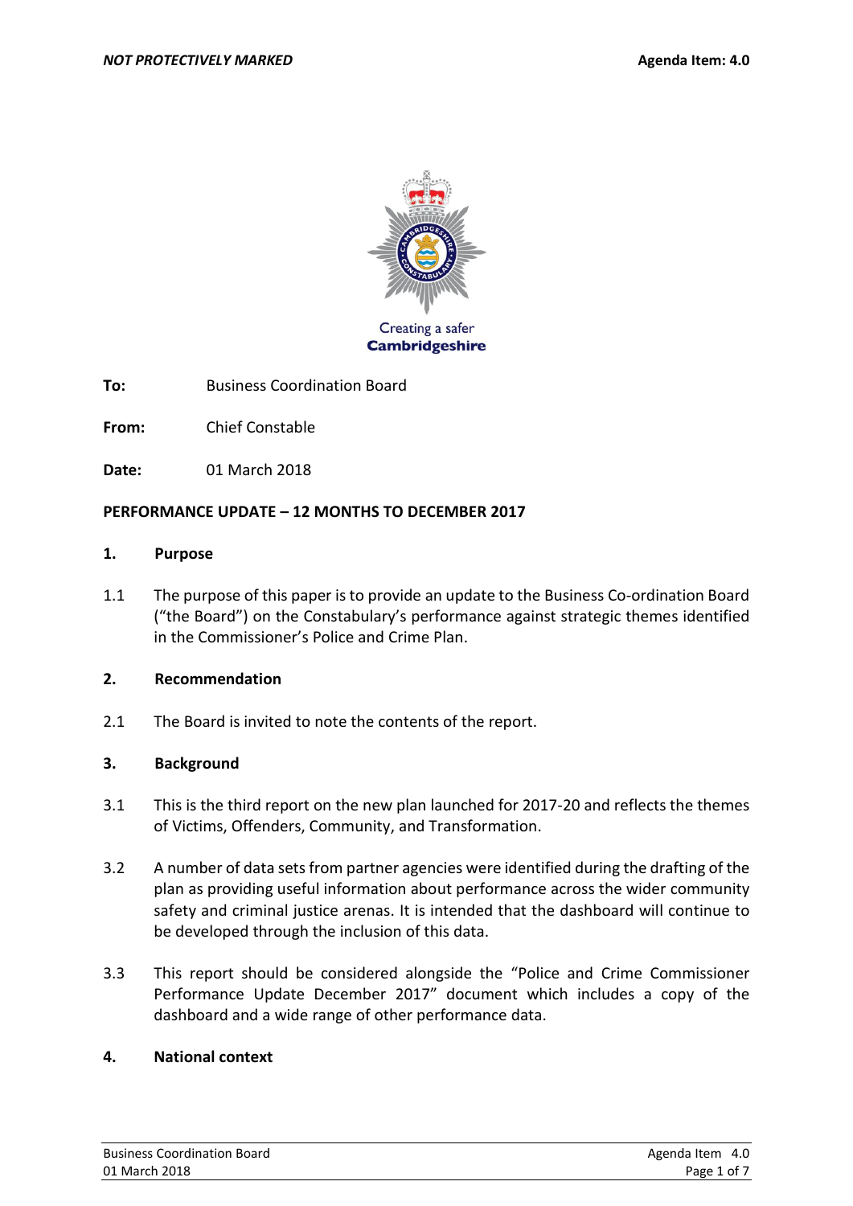**To:** Business Coordination Board

**From:** Chief Constable

**Date:** 01 March 2018

**PERFORMANCE UPDATE – 12 MONTHS TO DECEMBER 2017**

## 1. Purpose

1.1 The purpose of this paper is to provide an update to the Business Co-ordination Board ("the Board") on the Constabulary's performance against strategic themes identified in the Commissioner's Police and Crime Plan.

## 2. Recommendation

2.1 The Board is invited to note the contents of the report.

## 3. Background

3.1 This is the third report on the new plan launched for 2017-20 and reflects the themes of Victims, Offenders, Community, and Transformation.

3.2 A number of data sets from partner agencies were identified during the drafting of the plan as providing useful information about performance across the wider community safety and criminal justice arenas. It is intended that the dashboard will continue to be developed through the inclusion of this data.

3.3 This report should be considered alongside the "Police and Crime Commissioner Performance Update December 2017" document which includes a copy of the dashboard and a wide range of other performance data.

## 4. National context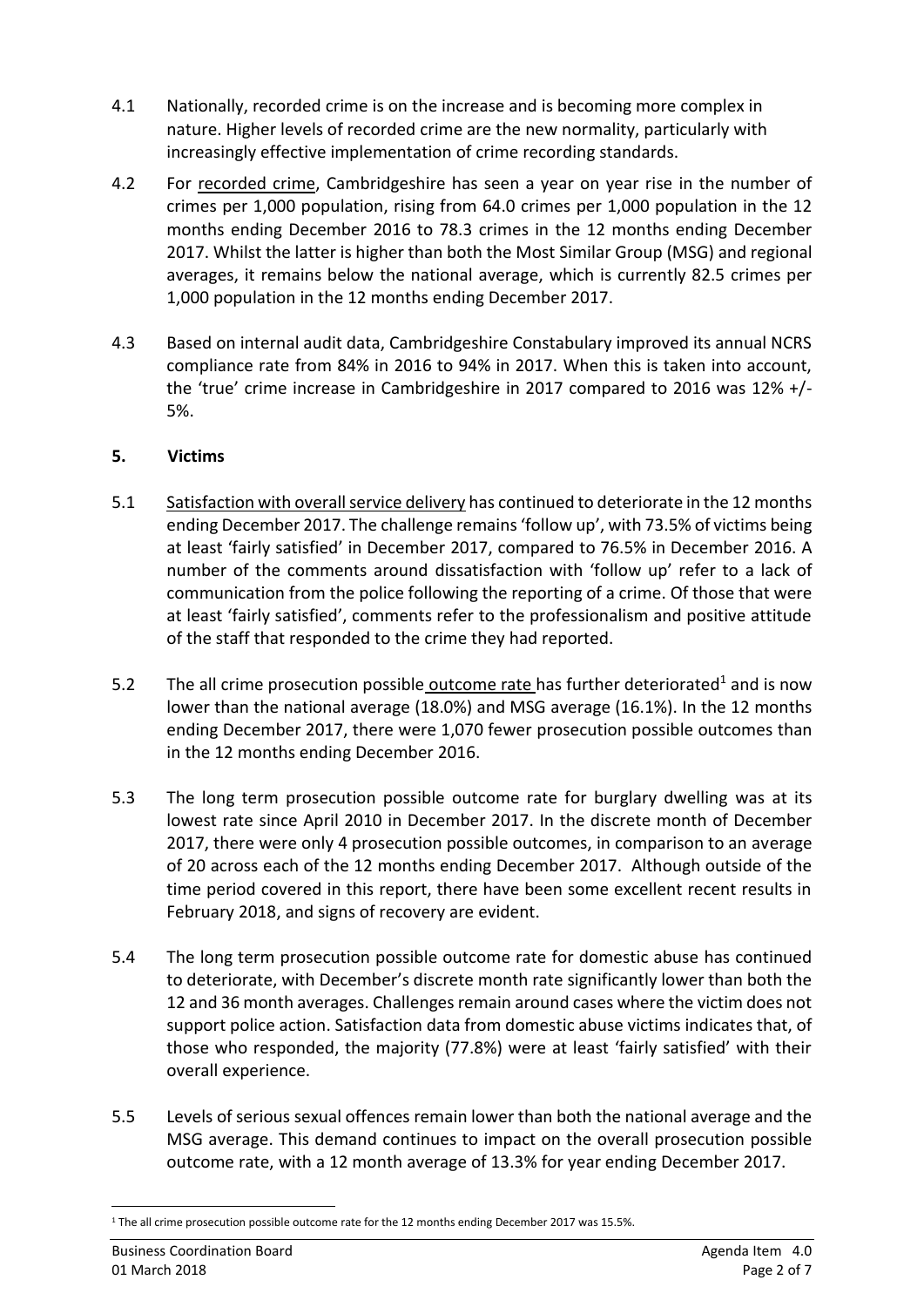4.1 Nationally, recorded crime is on the increase and is becoming more complex in nature. Higher levels of recorded crime are the new normality, particularly with increasingly effective implementation of crime recording standards.

4.2 For recorded crime, Cambridgeshire has seen a year on year rise in the number of crimes per 1,000 population, rising from 64.0 crimes per 1,000 population in the 12 months ending December 2016 to 78.3 crimes in the 12 months ending December 2017. Whilst the latter is higher than both the Most Similar Group (MSG) and regional averages, it remains below the national average, which is currently 82.5 crimes per 1,000 population in the 12 months ending December 2017.

4.3 Based on internal audit data, Cambridgeshire Constabulary improved its annual NCRS compliance rate from 84% in 2016 to 94% in 2017. When this is taken into account, the 'true' crime increase in Cambridgeshire in 2017 compared to 2016 was 12% +/- 5%.

## 5. Victims

5.1 Satisfaction with overall service delivery has continued to deteriorate in the 12 months ending December 2017. The challenge remains 'follow up', with 73.5% of victims being at least 'fairly satisfied' in December 2017, compared to 76.5% in December 2016. A number of the comments around dissatisfaction with 'follow up' refer to a lack of communication from the police following the reporting of a crime. Of those that were at least 'fairly satisfied', comments refer to the professionalism and positive attitude of the staff that responded to the crime they had reported.

5.2 The all crime prosecution possible outcome rate has further deteriorated[1] and is now lower than the national average (18.0%) and MSG average (16.1%). In the 12 months ending December 2017, there were 1,070 fewer prosecution possible outcomes than in the 12 months ending December 2016.

5.3 The long term prosecution possible outcome rate for burglary dwelling was at its lowest rate since April 2010 in December 2017. In the discrete month of December 2017, there were only 4 prosecution possible outcomes, in comparison to an average of 20 across each of the 12 months ending December 2017. Although outside of the time period covered in this report, there have been some excellent recent results in February 2018, and signs of recovery are evident.

5.4 The long term prosecution possible outcome rate for domestic abuse has continued to deteriorate, with December's discrete month rate significantly lower than both the 12 and 36 month averages. Challenges remain around cases where the victim does not support police action. Satisfaction data from domestic abuse victims indicates that, of those who responded, the majority (77.8%) were at least 'fairly satisfied' with their overall experience.

5.5 Levels of serious sexual offences remain lower than both the national average and the MSG average. This demand continues to impact on the overall prosecution possible outcome rate, with a 12 month average of 13.3% for year ending December 2017.

[1] The all crime prosecution possible outcome rate for the 12 months ending December 2017 was 15.5%.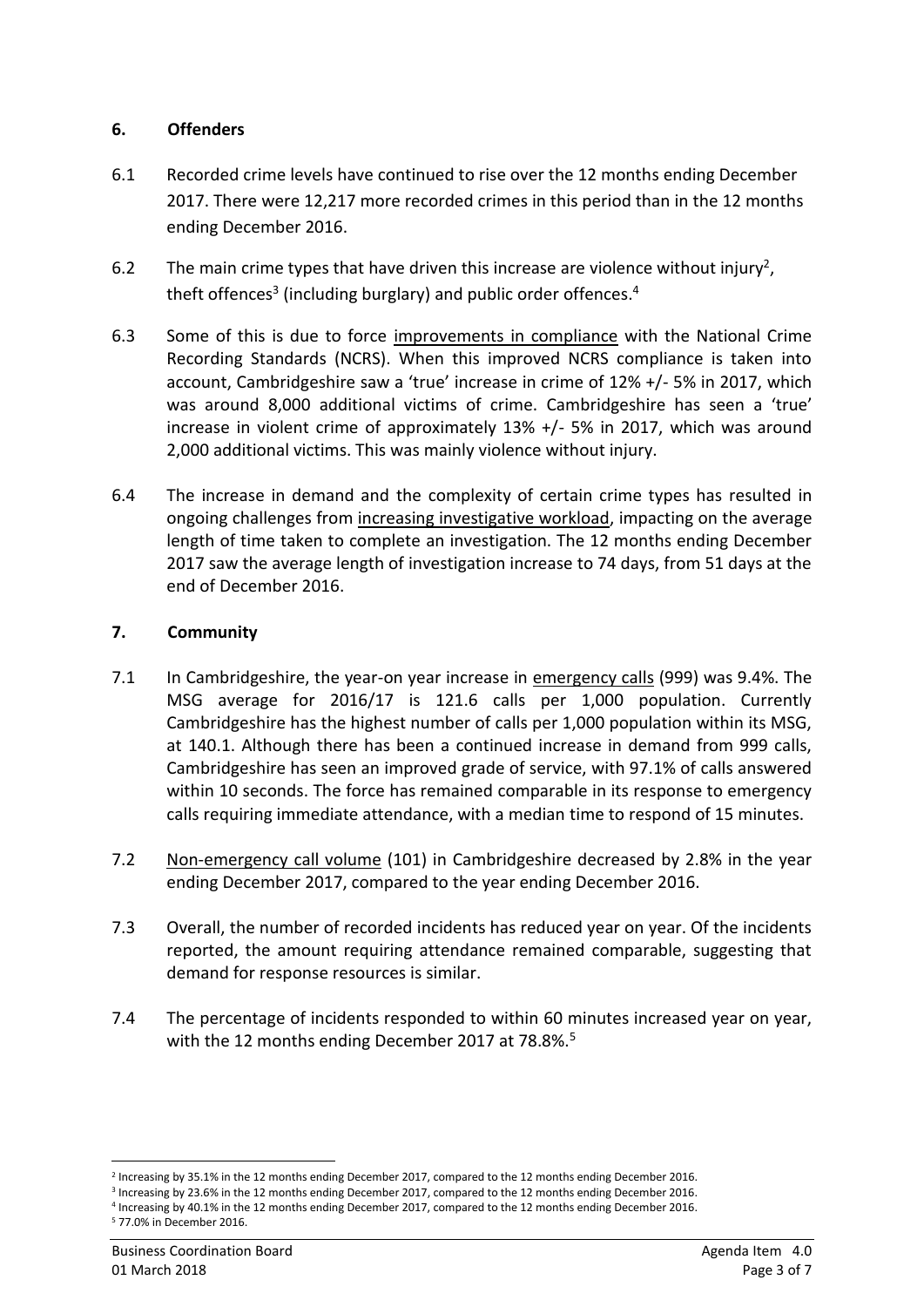## 6. Offenders

6.1 Recorded crime levels have continued to rise over the 12 months ending December 2017. There were 12,217 more recorded crimes in this period than in the 12 months ending December 2016.

6.2 The main crime types that have driven this increase are violence without injury[2], theft offences[3] (including burglary) and public order offences.[4]

6.3 Some of this is due to force improvements in compliance with the National Crime Recording Standards (NCRS). When this improved NCRS compliance is taken into account, Cambridgeshire saw a 'true' increase in crime of 12% +/- 5% in 2017, which was around 8,000 additional victims of crime. Cambridgeshire has seen a 'true' increase in violent crime of approximately 13% +/- 5% in 2017, which was around 2,000 additional victims. This was mainly violence without injury.

6.4 The increase in demand and the complexity of certain crime types has resulted in ongoing challenges from increasing investigative workload, impacting on the average length of time taken to complete an investigation. The 12 months ending December 2017 saw the average length of investigation increase to 74 days, from 51 days at the end of December 2016.

## 7. Community

7.1 In Cambridgeshire, the year-on year increase in emergency calls (999) was 9.4%. The MSG average for 2016/17 is 121.6 calls per 1,000 population. Currently Cambridgeshire has the highest number of calls per 1,000 population within its MSG, at 140.1. Although there has been a continued increase in demand from 999 calls, Cambridgeshire has seen an improved grade of service, with 97.1% of calls answered within 10 seconds. The force has remained comparable in its response to emergency calls requiring immediate attendance, with a median time to respond of 15 minutes.

7.2 Non-emergency call volume (101) in Cambridgeshire decreased by 2.8% in the year ending December 2017, compared to the year ending December 2016.

7.3 Overall, the number of recorded incidents has reduced year on year. Of the incidents reported, the amount requiring attendance remained comparable, suggesting that demand for response resources is similar.

7.4 The percentage of incidents responded to within 60 minutes increased year on year, with the 12 months ending December 2017 at 78.8%.[5]

---

[2] Increasing by 35.1% in the 12 months ending December 2017, compared to the 12 months ending December 2016.

[3] Increasing by 23.6% in the 12 months ending December 2017, compared to the 12 months ending December 2016.

[4] Increasing by 40.1% in the 12 months ending December 2017, compared to the 12 months ending December 2016.

[5] 77.0% in December 2016.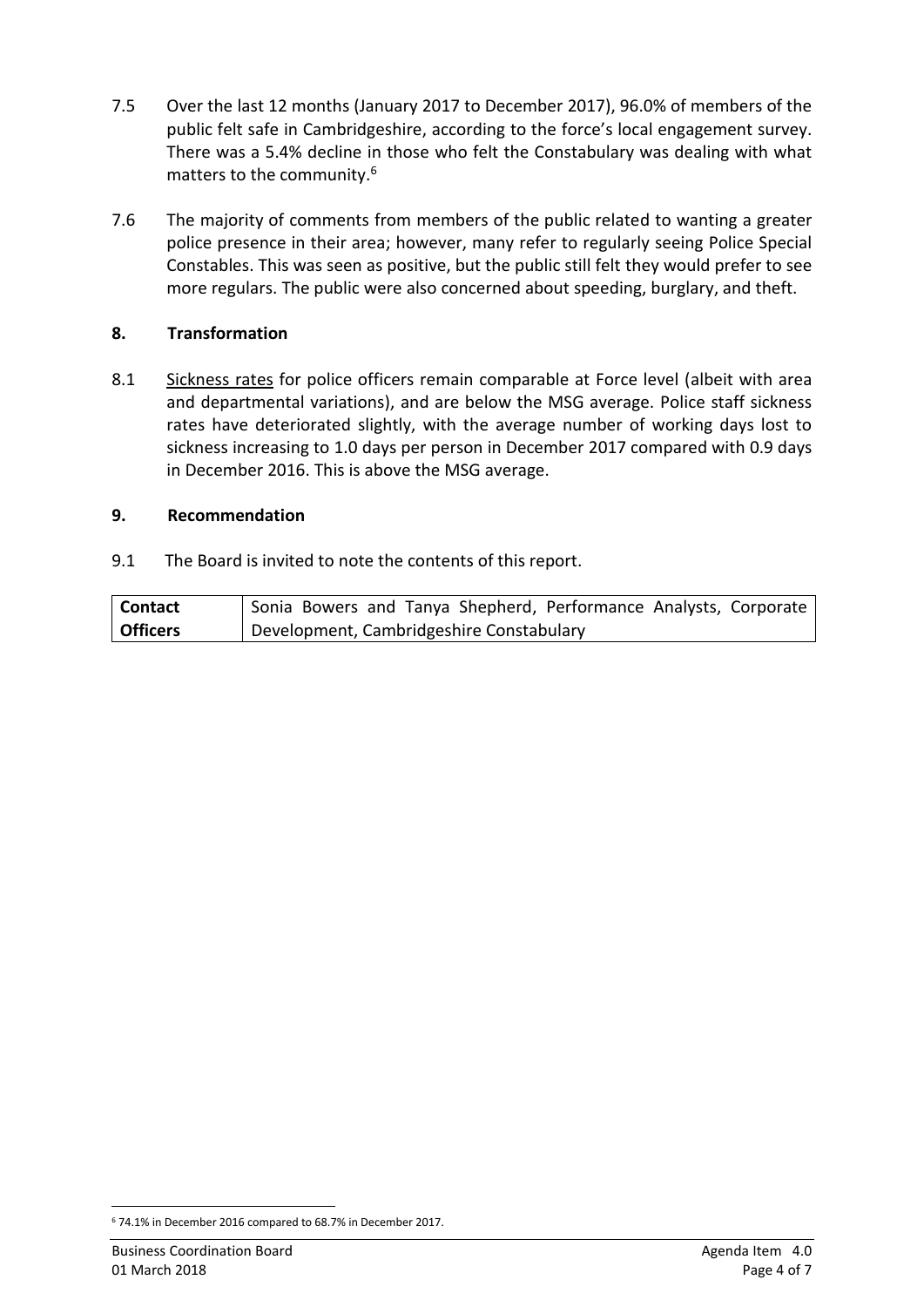7.5 Over the last 12 months (January 2017 to December 2017), 96.0% of members of the public felt safe in Cambridgeshire, according to the force's local engagement survey. There was a 5.4% decline in those who felt the Constabulary was dealing with what matters to the community.[6]

7.6 The majority of comments from members of the public related to wanting a greater police presence in their area; however, many refer to regularly seeing Police Special Constables. This was seen as positive, but the public still felt they would prefer to see more regulars. The public were also concerned about speeding, burglary, and theft.

## 8. Transformation

8.1 Sickness rates for police officers remain comparable at Force level (albeit with area and departmental variations), and are below the MSG average. Police staff sickness rates have deteriorated slightly, with the average number of working days lost to sickness increasing to 1.0 days per person in December 2017 compared with 0.9 days in December 2016. This is above the MSG average.

## 9. Recommendation

9.1 The Board is invited to note the contents of this report.

| **Contact Officers** | Sonia Bowers and Tanya Shepherd, Performance Analysts, Corporate Development, Cambridgeshire Constabulary |
|---|---|

[6] 74.1% in December 2016 compared to 68.7% in December 2017.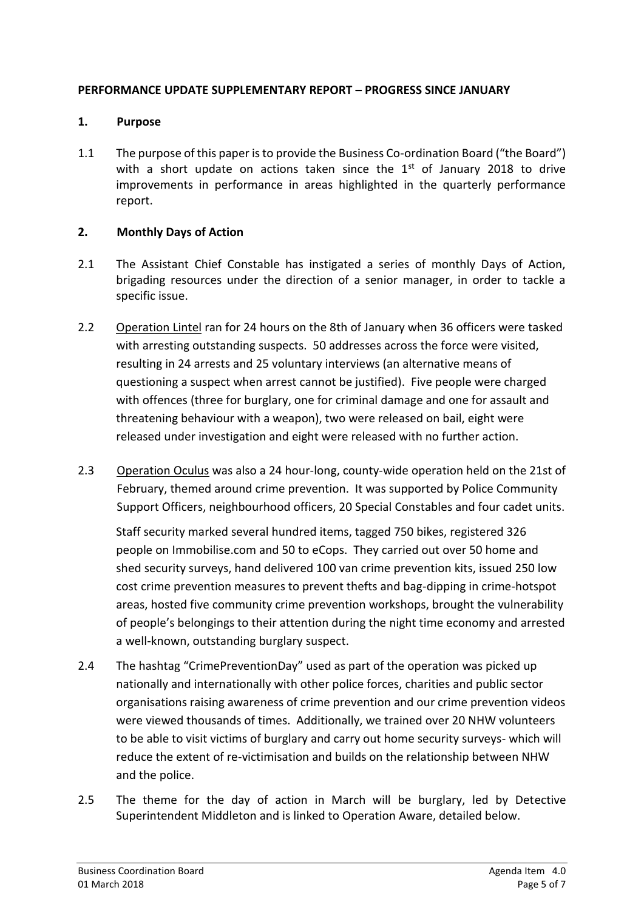**PERFORMANCE UPDATE SUPPLEMENTARY REPORT – PROGRESS SINCE JANUARY**

## 1. Purpose

1.1 The purpose of this paper is to provide the Business Co-ordination Board ("the Board") with a short update on actions taken since the 1st of January 2018 to drive improvements in performance in areas highlighted in the quarterly performance report.

## 2. Monthly Days of Action

2.1 The Assistant Chief Constable has instigated a series of monthly Days of Action, brigading resources under the direction of a senior manager, in order to tackle a specific issue.

2.2 Operation Lintel ran for 24 hours on the 8th of January when 36 officers were tasked with arresting outstanding suspects. 50 addresses across the force were visited, resulting in 24 arrests and 25 voluntary interviews (an alternative means of questioning a suspect when arrest cannot be justified). Five people were charged with offences (three for burglary, one for criminal damage and one for assault and threatening behaviour with a weapon), two were released on bail, eight were released under investigation and eight were released with no further action.

2.3 Operation Oculus was also a 24 hour-long, county-wide operation held on the 21st of February, themed around crime prevention. It was supported by Police Community Support Officers, neighbourhood officers, 20 Special Constables and four cadet units.

Staff security marked several hundred items, tagged 750 bikes, registered 326 people on Immobilise.com and 50 to eCops. They carried out over 50 home and shed security surveys, hand delivered 100 van crime prevention kits, issued 250 low cost crime prevention measures to prevent thefts and bag-dipping in crime-hotspot areas, hosted five community crime prevention workshops, brought the vulnerability of people's belongings to their attention during the night time economy and arrested a well-known, outstanding burglary suspect.

2.4 The hashtag "CrimePreventionDay" used as part of the operation was picked up nationally and internationally with other police forces, charities and public sector organisations raising awareness of crime prevention and our crime prevention videos were viewed thousands of times. Additionally, we trained over 20 NHW volunteers to be able to visit victims of burglary and carry out home security surveys- which will reduce the extent of re-victimisation and builds on the relationship between NHW and the police.

2.5 The theme for the day of action in March will be burglary, led by Detective Superintendent Middleton and is linked to Operation Aware, detailed below.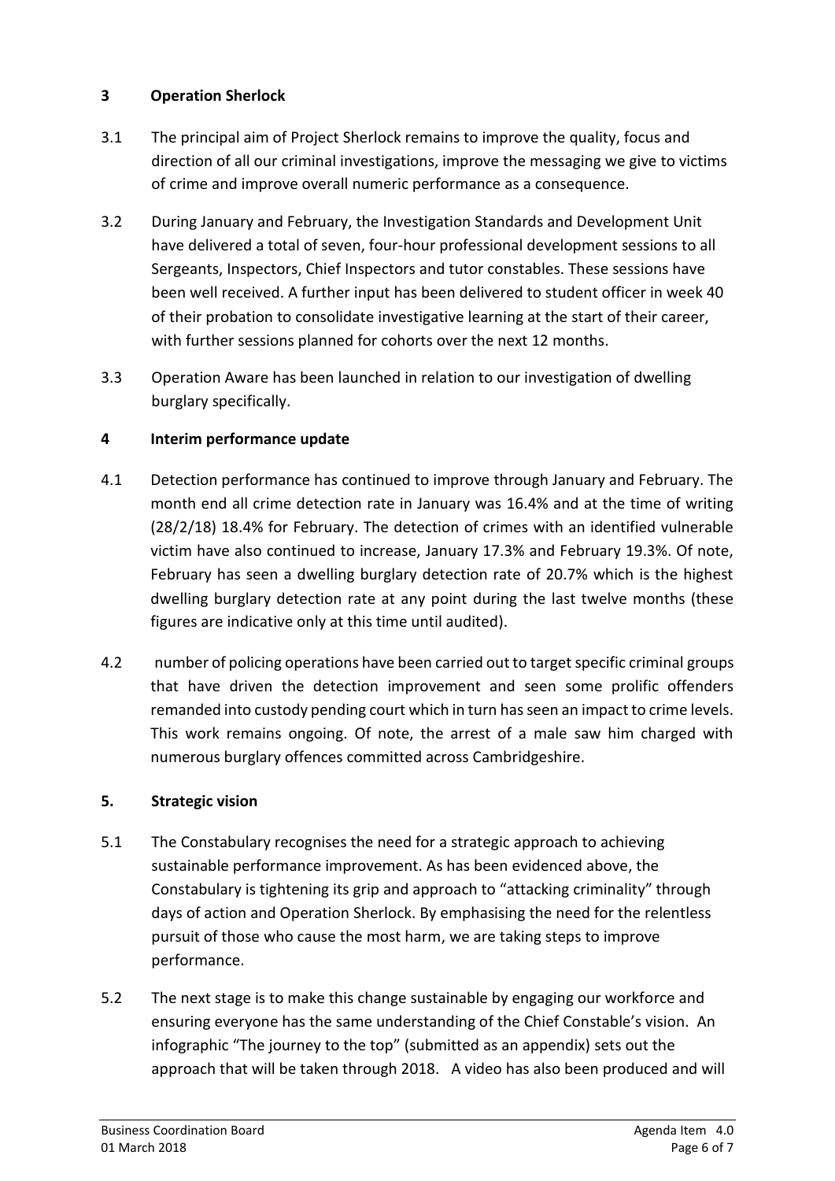## 3 Operation Sherlock

3.1 The principal aim of Project Sherlock remains to improve the quality, focus and direction of all our criminal investigations, improve the messaging we give to victims of crime and improve overall numeric performance as a consequence.

3.2 During January and February, the Investigation Standards and Development Unit have delivered a total of seven, four-hour professional development sessions to all Sergeants, Inspectors, Chief Inspectors and tutor constables. These sessions have been well received. A further input has been delivered to student officer in week 40 of their probation to consolidate investigative learning at the start of their career, with further sessions planned for cohorts over the next 12 months.

3.3 Operation Aware has been launched in relation to our investigation of dwelling burglary specifically.

## 4 Interim performance update

4.1 Detection performance has continued to improve through January and February. The month end all crime detection rate in January was 16.4% and at the time of writing (28/2/18) 18.4% for February. The detection of crimes with an identified vulnerable victim have also continued to increase, January 17.3% and February 19.3%. Of note, February has seen a dwelling burglary detection rate of 20.7% which is the highest dwelling burglary detection rate at any point during the last twelve months (these figures are indicative only at this time until audited).

4.2 number of policing operations have been carried out to target specific criminal groups that have driven the detection improvement and seen some prolific offenders remanded into custody pending court which in turn has seen an impact to crime levels. This work remains ongoing. Of note, the arrest of a male saw him charged with numerous burglary offences committed across Cambridgeshire.

## 5. Strategic vision

5.1 The Constabulary recognises the need for a strategic approach to achieving sustainable performance improvement. As has been evidenced above, the Constabulary is tightening its grip and approach to "attacking criminality" through days of action and Operation Sherlock. By emphasising the need for the relentless pursuit of those who cause the most harm, we are taking steps to improve performance.

5.2 The next stage is to make this change sustainable by engaging our workforce and ensuring everyone has the same understanding of the Chief Constable's vision. An infographic "The journey to the top" (submitted as an appendix) sets out the approach that will be taken through 2018. A video has also been produced and will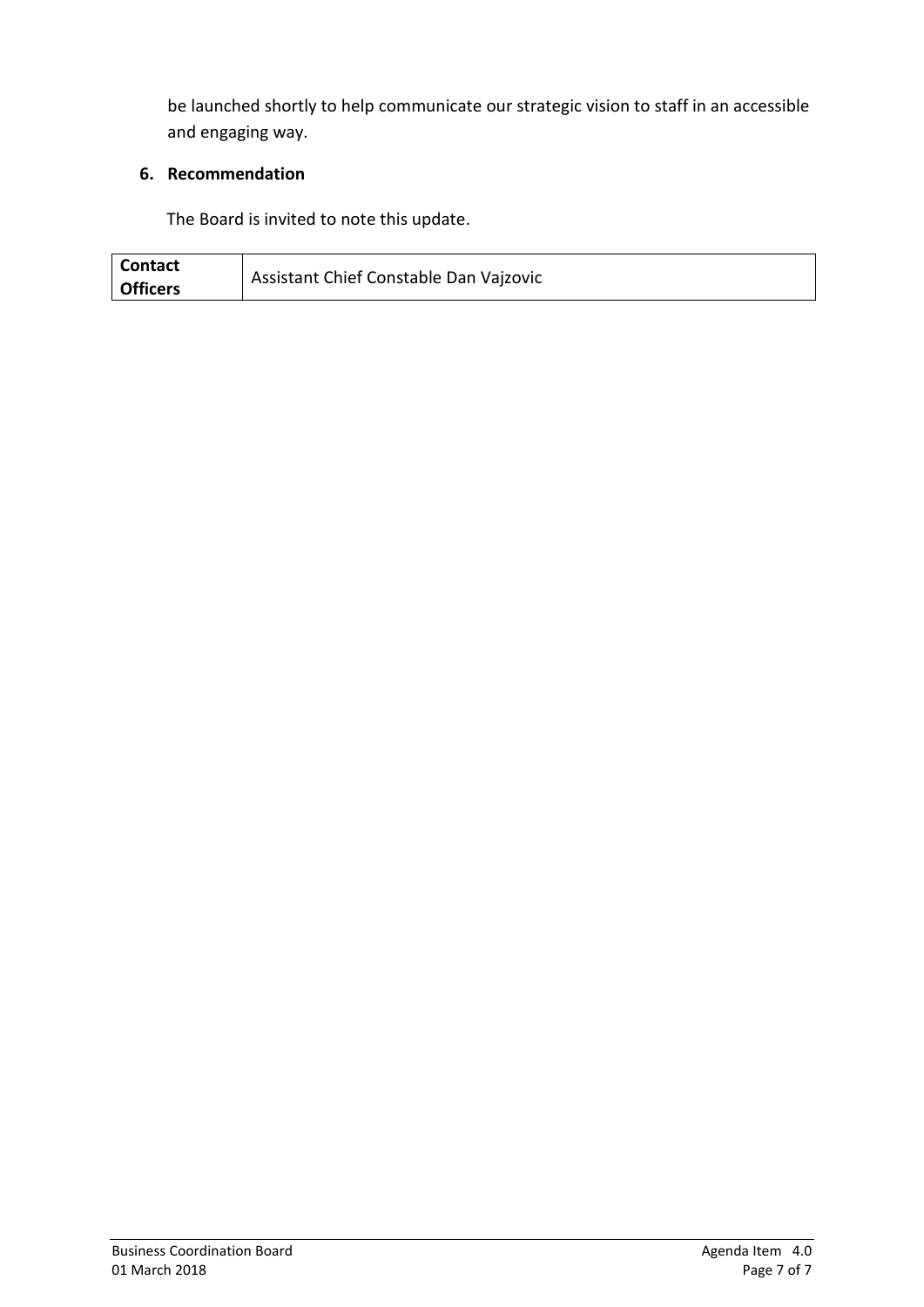be launched shortly to help communicate our strategic vision to staff in an accessible and engaging way.

## 6. Recommendation

The Board is invited to note this update.

| **Contact Officers** | Assistant Chief Constable Dan Vajzovic |
|---|---|